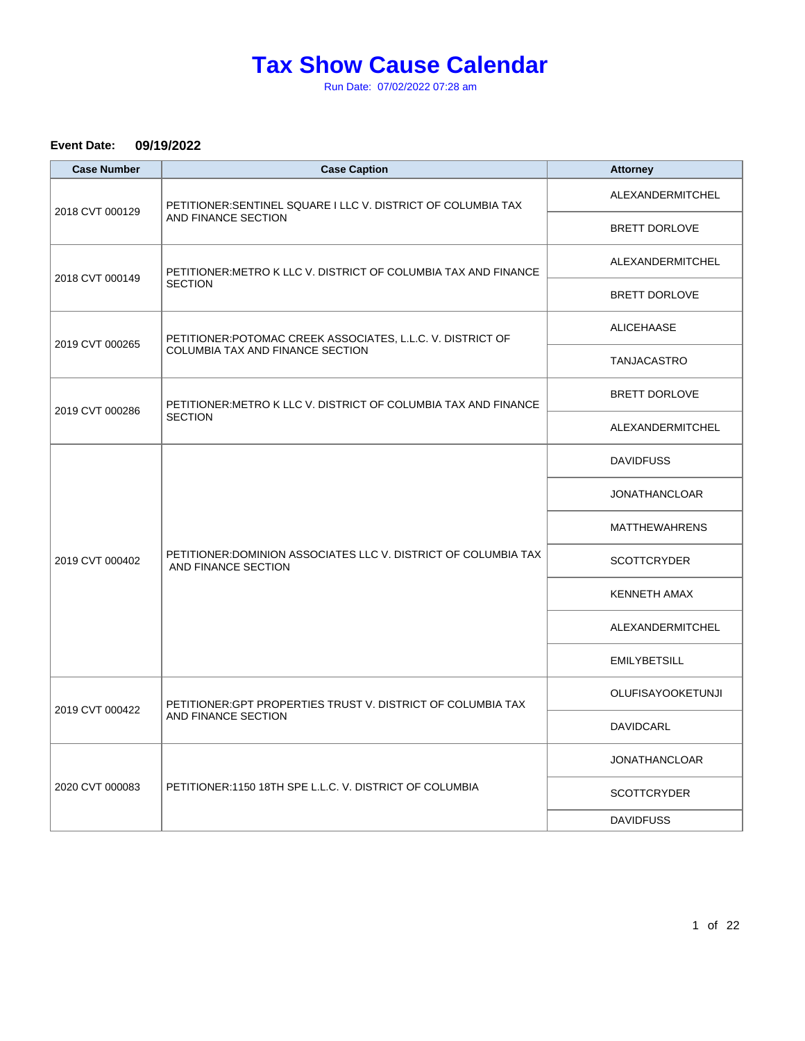# Tax Show Cause Calendar

Run Date: 07/02/2022 07:28 am

**Event Date:** **09/19/2022**

| Case Number | Case Caption | Attorney |
|---|---|---|
| 2018 CVT 000129 | PETITIONER:SENTINEL SQUARE I LLC V. DISTRICT OF COLUMBIA TAX AND FINANCE SECTION | ALEXANDERMITCHEL |
| | | BRETT DORLOVE |
| 2018 CVT 000149 | PETITIONER:METRO K LLC V. DISTRICT OF COLUMBIA TAX AND FINANCE SECTION | ALEXANDERMITCHEL |
| | | BRETT DORLOVE |
| 2019 CVT 000265 | PETITIONER:POTOMAC CREEK ASSOCIATES, L.L.C. V. DISTRICT OF COLUMBIA TAX AND FINANCE SECTION | ALICEHAASE |
| | | TANJACASTRO |
| 2019 CVT 000286 | PETITIONER:METRO K LLC V. DISTRICT OF COLUMBIA TAX AND FINANCE SECTION | BRETT DORLOVE |
| | | ALEXANDERMITCHEL |
| 2019 CVT 000402 | PETITIONER:DOMINION ASSOCIATES LLC V. DISTRICT OF COLUMBIA TAX AND FINANCE SECTION | DAVIDFUSS |
| | | JONATHANCLOAR |
| | | MATTHEWAHRENS |
| | | SCOTTCRYDER |
| | | KENNETH AMAX |
| | | ALEXANDERMITCHEL |
| | | EMILYBETSILL |
| 2019 CVT 000422 | PETITIONER:GPT PROPERTIES TRUST V. DISTRICT OF COLUMBIA TAX AND FINANCE SECTION | OLUFISAYOOKETUNJI |
| | | DAVIDCARL |
| 2020 CVT 000083 | PETITIONER:1150 18TH SPE L.L.C. V. DISTRICT OF COLUMBIA | JONATHANCLOAR |
| | | SCOTTCRYDER |
| | | DAVIDFUSS |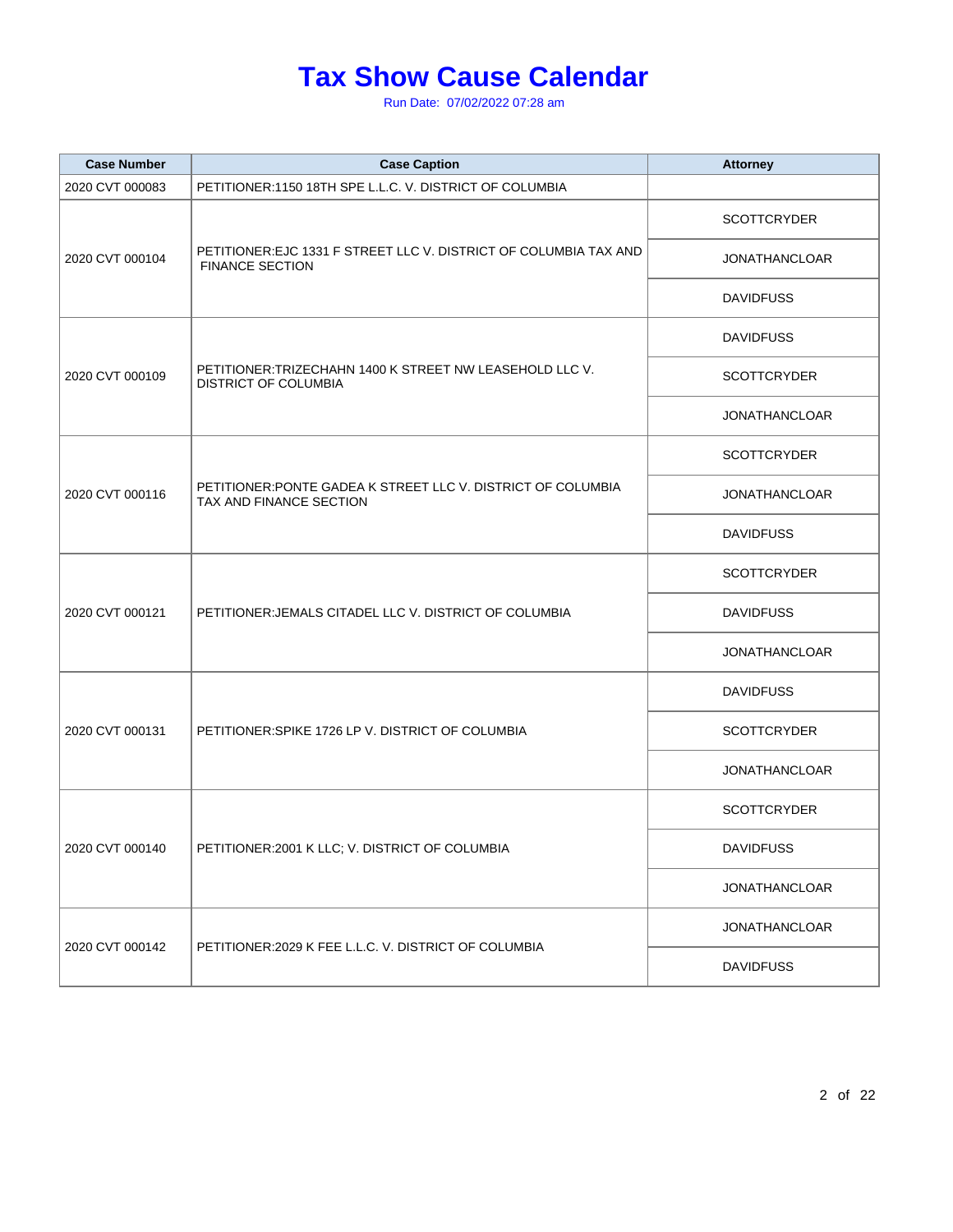# Tax Show Cause Calendar

Run Date: 07/02/2022 07:28 am

| Case Number | Case Caption | Attorney |
|---|---|---|
| 2020 CVT 000083 | PETITIONER:1150 18TH SPE L.L.C. V. DISTRICT OF COLUMBIA | |
| 2020 CVT 000104 | PETITIONER:EJC 1331 F STREET LLC V. DISTRICT OF COLUMBIA TAX AND FINANCE SECTION | SCOTTCRYDER |
| | | JONATHANCLOAR |
| | | DAVIDFUSS |
| 2020 CVT 000109 | PETITIONER:TRIZECHAHN 1400 K STREET NW LEASEHOLD LLC V. DISTRICT OF COLUMBIA | DAVIDFUSS |
| | | SCOTTCRYDER |
| | | JONATHANCLOAR |
| 2020 CVT 000116 | PETITIONER:PONTE GADEA K STREET LLC V. DISTRICT OF COLUMBIA TAX AND FINANCE SECTION | SCOTTCRYDER |
| | | JONATHANCLOAR |
| | | DAVIDFUSS |
| 2020 CVT 000121 | PETITIONER:JEMALS CITADEL LLC V. DISTRICT OF COLUMBIA | SCOTTCRYDER |
| | | DAVIDFUSS |
| | | JONATHANCLOAR |
| 2020 CVT 000131 | PETITIONER:SPIKE 1726 LP V. DISTRICT OF COLUMBIA | DAVIDFUSS |
| | | SCOTTCRYDER |
| | | JONATHANCLOAR |
| 2020 CVT 000140 | PETITIONER:2001 K LLC; V. DISTRICT OF COLUMBIA | SCOTTCRYDER |
| | | DAVIDFUSS |
| | | JONATHANCLOAR |
| 2020 CVT 000142 | PETITIONER:2029 K FEE L.L.C. V. DISTRICT OF COLUMBIA | JONATHANCLOAR |
| | | DAVIDFUSS |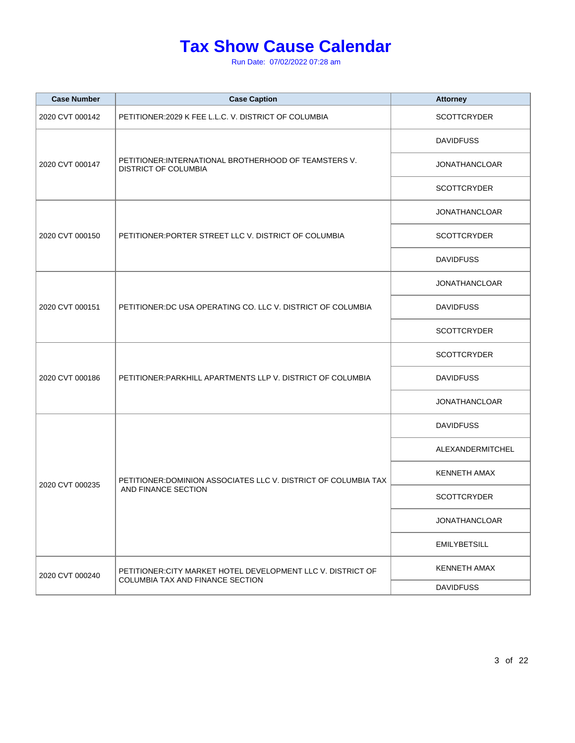# Tax Show Cause Calendar

Run Date: 07/02/2022 07:28 am

| Case Number | Case Caption | Attorney |
|---|---|---|
| 2020 CVT 000142 | PETITIONER:2029 K FEE L.L.C. V. DISTRICT OF COLUMBIA | SCOTTCRYDER |
| 2020 CVT 000147 | PETITIONER:INTERNATIONAL BROTHERHOOD OF TEAMSTERS V. DISTRICT OF COLUMBIA | DAVIDFUSS |
| | | JONATHANCLOAR |
| | | SCOTTCRYDER |
| 2020 CVT 000150 | PETITIONER:PORTER STREET LLC V. DISTRICT OF COLUMBIA | JONATHANCLOAR |
| | | SCOTTCRYDER |
| | | DAVIDFUSS |
| 2020 CVT 000151 | PETITIONER:DC USA OPERATING CO. LLC V. DISTRICT OF COLUMBIA | JONATHANCLOAR |
| | | DAVIDFUSS |
| | | SCOTTCRYDER |
| 2020 CVT 000186 | PETITIONER:PARKHILL APARTMENTS LLP V. DISTRICT OF COLUMBIA | SCOTTCRYDER |
| | | DAVIDFUSS |
| | | JONATHANCLOAR |
| 2020 CVT 000235 | PETITIONER:DOMINION ASSOCIATES LLC V. DISTRICT OF COLUMBIA TAX AND FINANCE SECTION | DAVIDFUSS |
| | | ALEXANDERMITCHEL |
| | | KENNETH AMAX |
| | | SCOTTCRYDER |
| | | JONATHANCLOAR |
| | | EMILYBETSILL |
| 2020 CVT 000240 | PETITIONER:CITY MARKET HOTEL DEVELOPMENT LLC V. DISTRICT OF COLUMBIA TAX AND FINANCE SECTION | KENNETH AMAX |
| | | DAVIDFUSS |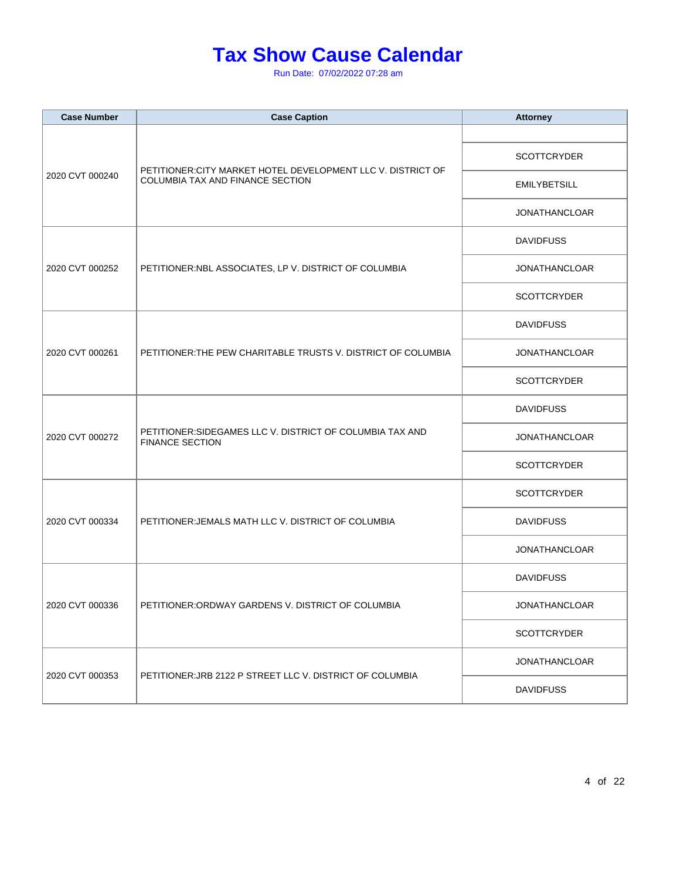# Tax Show Cause Calendar

Run Date: 07/02/2022 07:28 am

| Case Number | Case Caption | Attorney |
|---|---|---|
| 2020 CVT 000240 | PETITIONER:CITY MARKET HOTEL DEVELOPMENT LLC V. DISTRICT OF COLUMBIA TAX AND FINANCE SECTION | |
| | | SCOTTCRYDER |
| | | EMILYBETSILL |
| | | JONATHANCLOAR |
| 2020 CVT 000252 | PETITIONER:NBL ASSOCIATES, LP V. DISTRICT OF COLUMBIA | DAVIDFUSS |
| | | JONATHANCLOAR |
| | | SCOTTCRYDER |
| 2020 CVT 000261 | PETITIONER:THE PEW CHARITABLE TRUSTS V. DISTRICT OF COLUMBIA | DAVIDFUSS |
| | | JONATHANCLOAR |
| | | SCOTTCRYDER |
| 2020 CVT 000272 | PETITIONER:SIDEGAMES LLC V. DISTRICT OF COLUMBIA TAX AND FINANCE SECTION | DAVIDFUSS |
| | | JONATHANCLOAR |
| | | SCOTTCRYDER |
| 2020 CVT 000334 | PETITIONER:JEMALS MATH LLC V. DISTRICT OF COLUMBIA | SCOTTCRYDER |
| | | DAVIDFUSS |
| | | JONATHANCLOAR |
| 2020 CVT 000336 | PETITIONER:ORDWAY GARDENS V. DISTRICT OF COLUMBIA | DAVIDFUSS |
| | | JONATHANCLOAR |
| | | SCOTTCRYDER |
| 2020 CVT 000353 | PETITIONER:JRB 2122 P STREET LLC V. DISTRICT OF COLUMBIA | JONATHANCLOAR |
| | | DAVIDFUSS |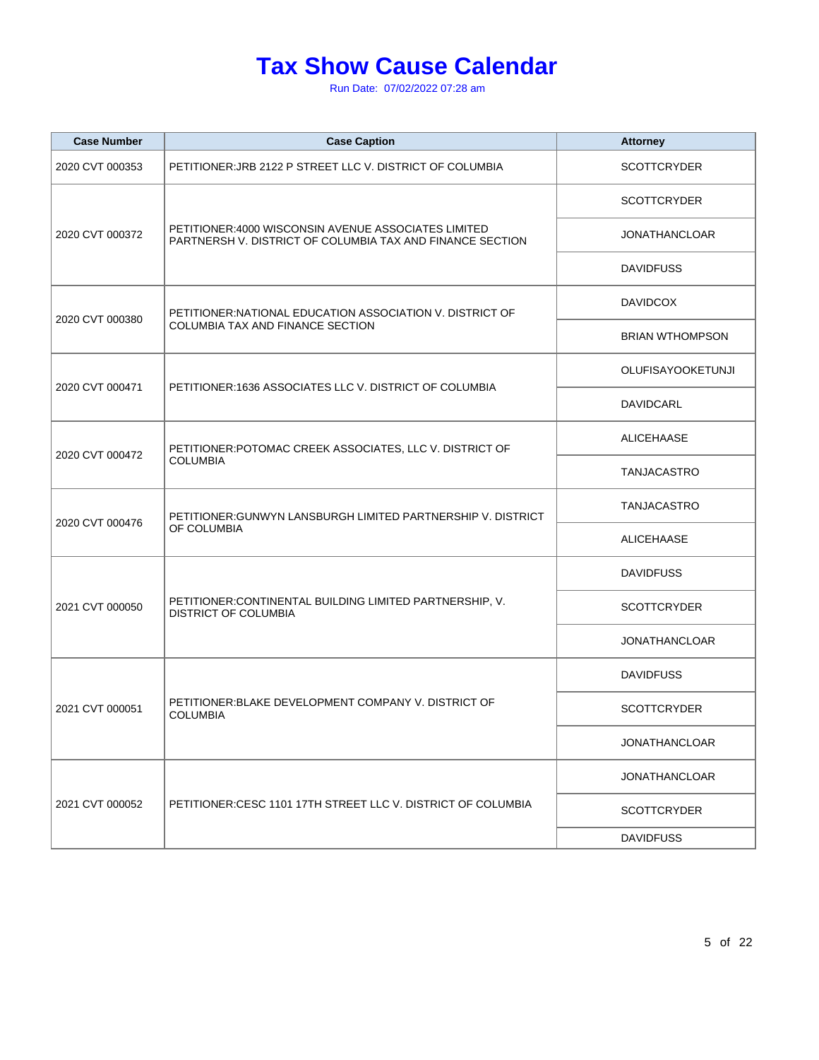# Tax Show Cause Calendar

Run Date: 07/02/2022 07:28 am

| Case Number | Case Caption | Attorney |
|---|---|---|
| 2020 CVT 000353 | PETITIONER:JRB 2122 P STREET LLC V. DISTRICT OF COLUMBIA | SCOTTCRYDER |
| 2020 CVT 000372 | PETITIONER:4000 WISCONSIN AVENUE ASSOCIATES LIMITED PARTNERSH V. DISTRICT OF COLUMBIA TAX AND FINANCE SECTION | SCOTTCRYDER |
| | | JONATHANCLOAR |
| | | DAVIDFUSS |
| 2020 CVT 000380 | PETITIONER:NATIONAL EDUCATION ASSOCIATION V. DISTRICT OF COLUMBIA TAX AND FINANCE SECTION | DAVIDCOX |
| | | BRIAN WTHOMPSON |
| 2020 CVT 000471 | PETITIONER:1636 ASSOCIATES LLC V. DISTRICT OF COLUMBIA | OLUFISAYOOKETUNJI |
| | | DAVIDCARL |
| 2020 CVT 000472 | PETITIONER:POTOMAC CREEK ASSOCIATES, LLC V. DISTRICT OF COLUMBIA | ALICEHAASE |
| | | TANJACASTRO |
| 2020 CVT 000476 | PETITIONER:GUNWYN LANSBURGH LIMITED PARTNERSHIP V. DISTRICT OF COLUMBIA | TANJACASTRO |
| | | ALICEHAASE |
| 2021 CVT 000050 | PETITIONER:CONTINENTAL BUILDING LIMITED PARTNERSHIP, V. DISTRICT OF COLUMBIA | DAVIDFUSS |
| | | SCOTTCRYDER |
| | | JONATHANCLOAR |
| 2021 CVT 000051 | PETITIONER:BLAKE DEVELOPMENT COMPANY V. DISTRICT OF COLUMBIA | DAVIDFUSS |
| | | SCOTTCRYDER |
| | | JONATHANCLOAR |
| 2021 CVT 000052 | PETITIONER:CESC 1101 17TH STREET LLC V. DISTRICT OF COLUMBIA | JONATHANCLOAR |
| | | SCOTTCRYDER |
| | | DAVIDFUSS |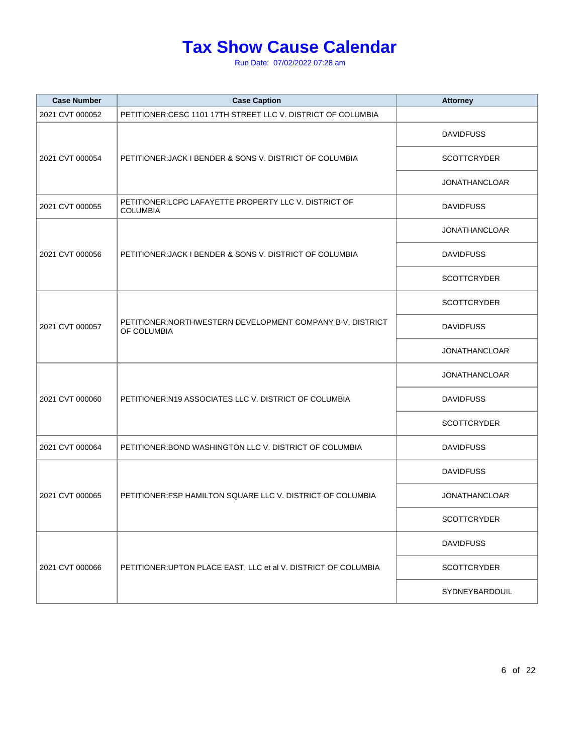# Tax Show Cause Calendar

Run Date: 07/02/2022 07:28 am

| Case Number | Case Caption | Attorney |
|---|---|---|
| 2021 CVT 000052 | PETITIONER:CESC 1101 17TH STREET LLC V. DISTRICT OF COLUMBIA | |
| 2021 CVT 000054 | PETITIONER:JACK I BENDER & SONS V. DISTRICT OF COLUMBIA | DAVIDFUSS |
| | | SCOTTCRYDER |
| | | JONATHANCLOAR |
| 2021 CVT 000055 | PETITIONER:LCPC LAFAYETTE PROPERTY LLC V. DISTRICT OF COLUMBIA | DAVIDFUSS |
| 2021 CVT 000056 | PETITIONER:JACK I BENDER & SONS V. DISTRICT OF COLUMBIA | JONATHANCLOAR |
| | | DAVIDFUSS |
| | | SCOTTCRYDER |
| 2021 CVT 000057 | PETITIONER:NORTHWESTERN DEVELOPMENT COMPANY B V. DISTRICT OF COLUMBIA | SCOTTCRYDER |
| | | DAVIDFUSS |
| | | JONATHANCLOAR |
| 2021 CVT 000060 | PETITIONER:N19 ASSOCIATES LLC V. DISTRICT OF COLUMBIA | JONATHANCLOAR |
| | | DAVIDFUSS |
| | | SCOTTCRYDER |
| 2021 CVT 000064 | PETITIONER:BOND WASHINGTON LLC V. DISTRICT OF COLUMBIA | DAVIDFUSS |
| 2021 CVT 000065 | PETITIONER:FSP HAMILTON SQUARE LLC V. DISTRICT OF COLUMBIA | DAVIDFUSS |
| | | JONATHANCLOAR |
| | | SCOTTCRYDER |
| 2021 CVT 000066 | PETITIONER:UPTON PLACE EAST, LLC et al V. DISTRICT OF COLUMBIA | DAVIDFUSS |
| | | SCOTTCRYDER |
| | | SYDNEYBARDOUIL |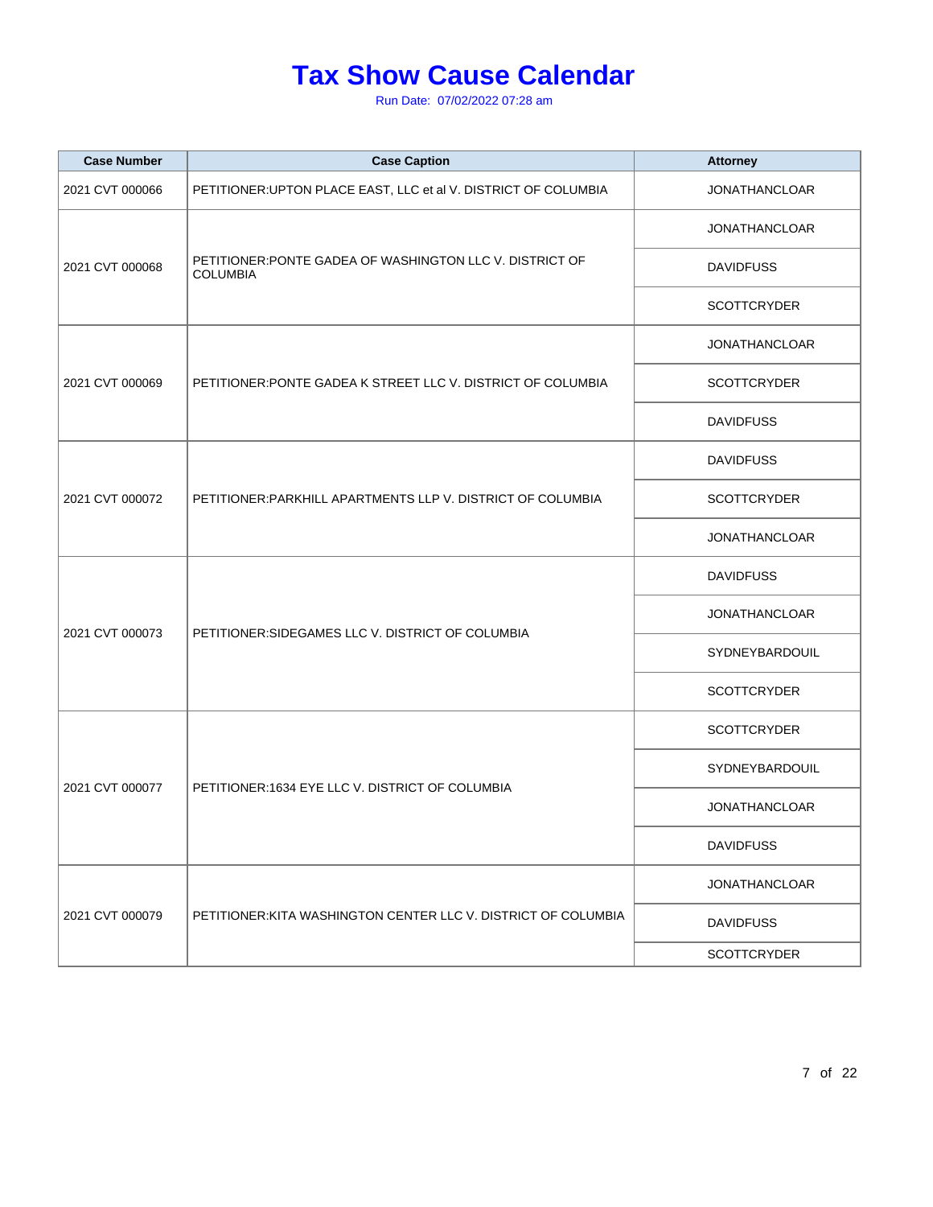# Tax Show Cause Calendar

Run Date: 07/02/2022 07:28 am

| Case Number | Case Caption | Attorney |
|---|---|---|
| 2021 CVT 000066 | PETITIONER:UPTON PLACE EAST, LLC et al V. DISTRICT OF COLUMBIA | JONATHANCLOAR |
| 2021 CVT 000068 | PETITIONER:PONTE GADEA OF WASHINGTON LLC V. DISTRICT OF COLUMBIA | JONATHANCLOAR |
| | | DAVIDFUSS |
| | | SCOTTCRYDER |
| 2021 CVT 000069 | PETITIONER:PONTE GADEA K STREET LLC V. DISTRICT OF COLUMBIA | JONATHANCLOAR |
| | | SCOTTCRYDER |
| | | DAVIDFUSS |
| 2021 CVT 000072 | PETITIONER:PARKHILL APARTMENTS LLP V. DISTRICT OF COLUMBIA | DAVIDFUSS |
| | | SCOTTCRYDER |
| | | JONATHANCLOAR |
| 2021 CVT 000073 | PETITIONER:SIDEGAMES LLC V. DISTRICT OF COLUMBIA | DAVIDFUSS |
| | | JONATHANCLOAR |
| | | SYDNEYBARDOUIL |
| | | SCOTTCRYDER |
| 2021 CVT 000077 | PETITIONER:1634 EYE LLC V. DISTRICT OF COLUMBIA | SCOTTCRYDER |
| | | SYDNEYBARDOUIL |
| | | JONATHANCLOAR |
| | | DAVIDFUSS |
| 2021 CVT 000079 | PETITIONER:KITA WASHINGTON CENTER LLC V. DISTRICT OF COLUMBIA | JONATHANCLOAR |
| | | DAVIDFUSS |
| | | SCOTTCRYDER |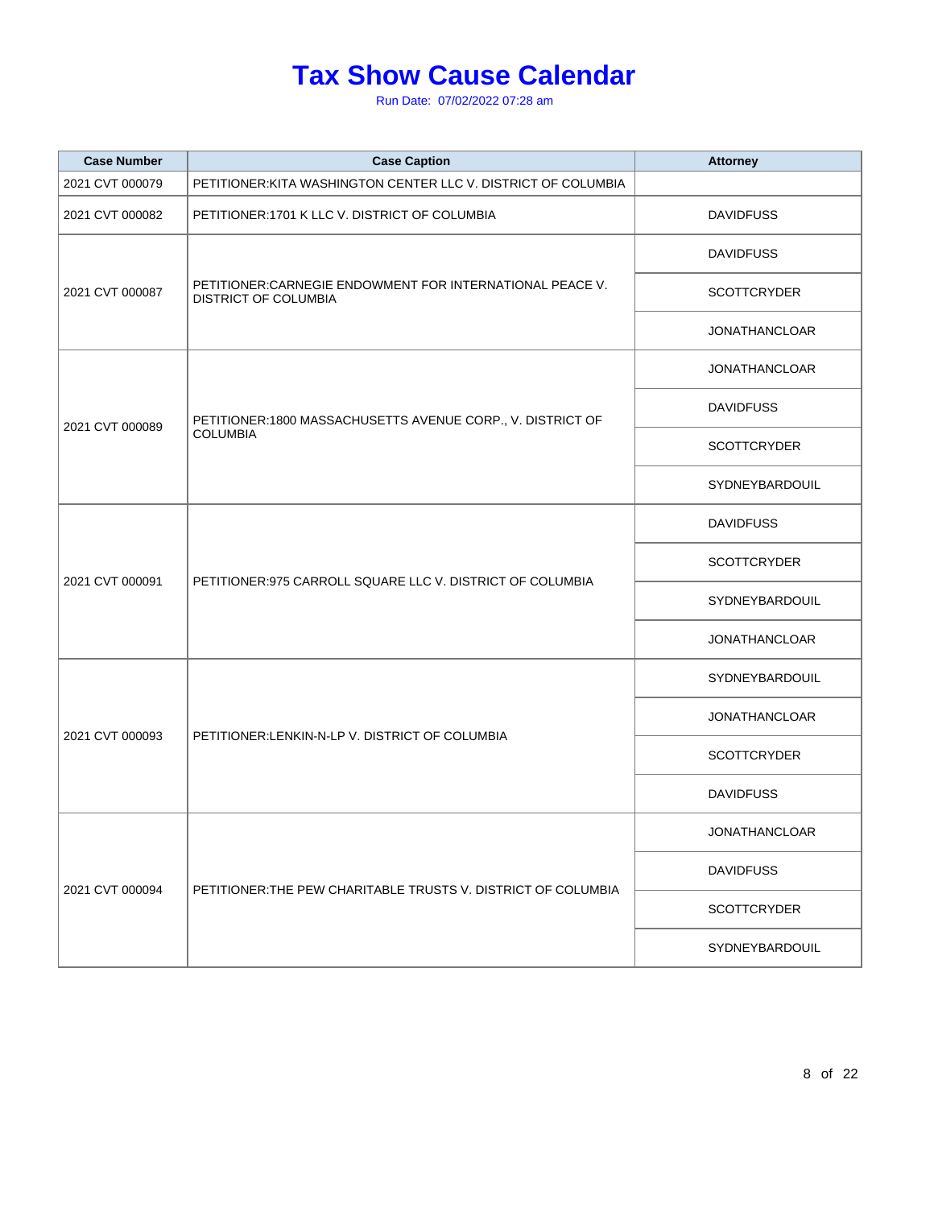# Tax Show Cause Calendar

Run Date: 07/02/2022 07:28 am

| Case Number | Case Caption | Attorney |
|---|---|---|
| 2021 CVT 000079 | PETITIONER:KITA WASHINGTON CENTER LLC V. DISTRICT OF COLUMBIA | |
| 2021 CVT 000082 | PETITIONER:1701 K LLC V. DISTRICT OF COLUMBIA | DAVIDFUSS |
| 2021 CVT 000087 | PETITIONER:CARNEGIE ENDOWMENT FOR INTERNATIONAL PEACE V. DISTRICT OF COLUMBIA | DAVIDFUSS |
| | | SCOTTCRYDER |
| | | JONATHANCLOAR |
| 2021 CVT 000089 | PETITIONER:1800 MASSACHUSETTS AVENUE CORP., V. DISTRICT OF COLUMBIA | JONATHANCLOAR |
| | | DAVIDFUSS |
| | | SCOTTCRYDER |
| | | SYDNEYBARDOUIL |
| 2021 CVT 000091 | PETITIONER:975 CARROLL SQUARE LLC V. DISTRICT OF COLUMBIA | DAVIDFUSS |
| | | SCOTTCRYDER |
| | | SYDNEYBARDOUIL |
| | | JONATHANCLOAR |
| 2021 CVT 000093 | PETITIONER:LENKIN-N-LP V. DISTRICT OF COLUMBIA | SYDNEYBARDOUIL |
| | | JONATHANCLOAR |
| | | SCOTTCRYDER |
| | | DAVIDFUSS |
| 2021 CVT 000094 | PETITIONER:THE PEW CHARITABLE TRUSTS V. DISTRICT OF COLUMBIA | JONATHANCLOAR |
| | | DAVIDFUSS |
| | | SCOTTCRYDER |
| | | SYDNEYBARDOUIL |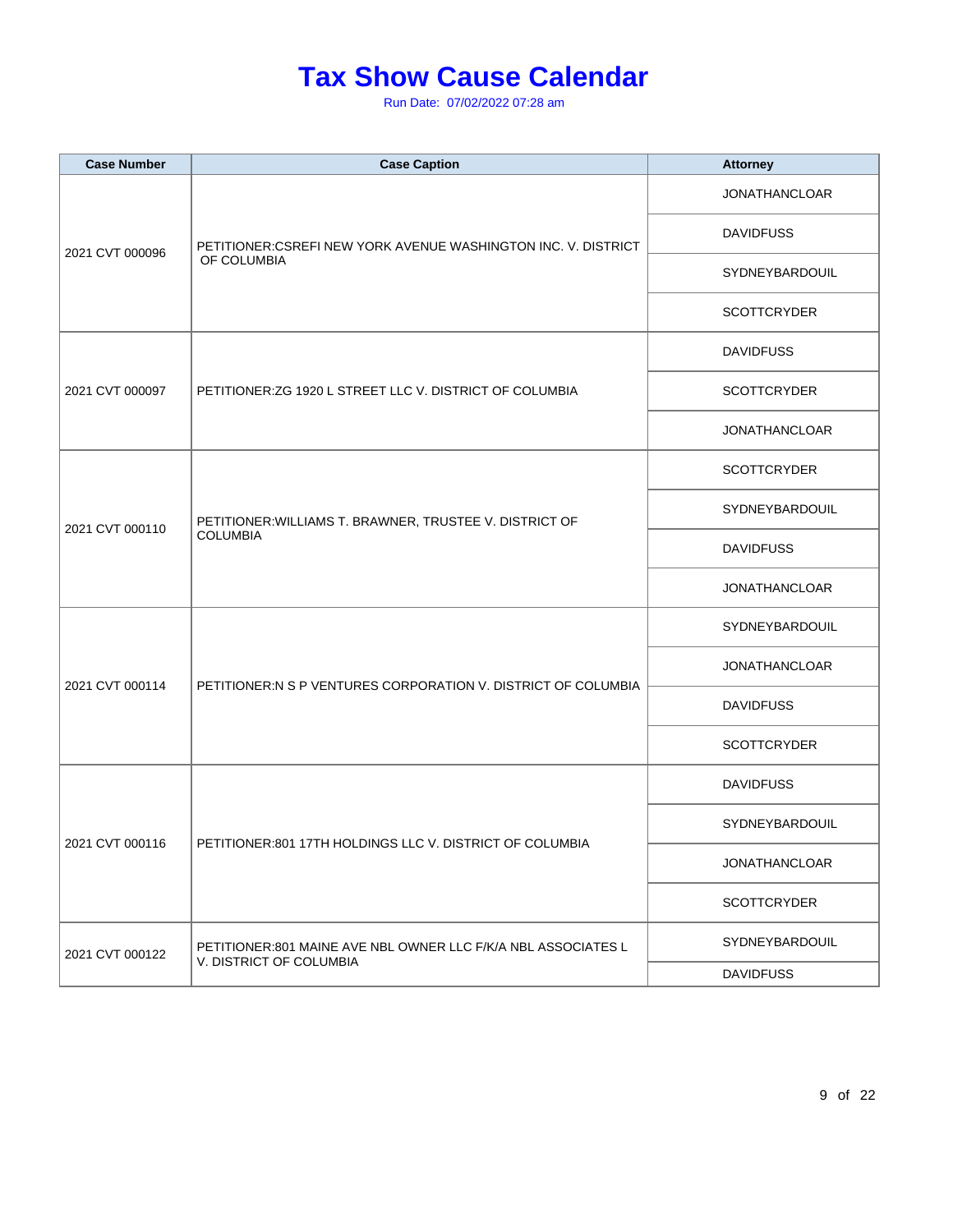# Tax Show Cause Calendar

Run Date: 07/02/2022 07:28 am

| Case Number | Case Caption | Attorney |
| --- | --- | --- |
| 2021 CVT 000096 | PETITIONER:CSREFI NEW YORK AVENUE WASHINGTON INC. V. DISTRICT OF COLUMBIA | JONATHANCLOAR |
| | | DAVIDFUSS |
| | | SYDNEYBARDOUIL |
| | | SCOTTCRYDER |
| 2021 CVT 000097 | PETITIONER:ZG 1920 L STREET LLC V. DISTRICT OF COLUMBIA | DAVIDFUSS |
| | | SCOTTCRYDER |
| | | JONATHANCLOAR |
| 2021 CVT 000110 | PETITIONER:WILLIAMS T. BRAWNER, TRUSTEE V. DISTRICT OF COLUMBIA | SCOTTCRYDER |
| | | SYDNEYBARDOUIL |
| | | DAVIDFUSS |
| | | JONATHANCLOAR |
| 2021 CVT 000114 | PETITIONER:N S P VENTURES CORPORATION V. DISTRICT OF COLUMBIA | SYDNEYBARDOUIL |
| | | JONATHANCLOAR |
| | | DAVIDFUSS |
| | | SCOTTCRYDER |
| 2021 CVT 000116 | PETITIONER:801 17TH HOLDINGS LLC V. DISTRICT OF COLUMBIA | DAVIDFUSS |
| | | SYDNEYBARDOUIL |
| | | JONATHANCLOAR |
| | | SCOTTCRYDER |
| 2021 CVT 000122 | PETITIONER:801 MAINE AVE NBL OWNER LLC F/K/A NBL ASSOCIATES L V. DISTRICT OF COLUMBIA | SYDNEYBARDOUIL |
| | | DAVIDFUSS |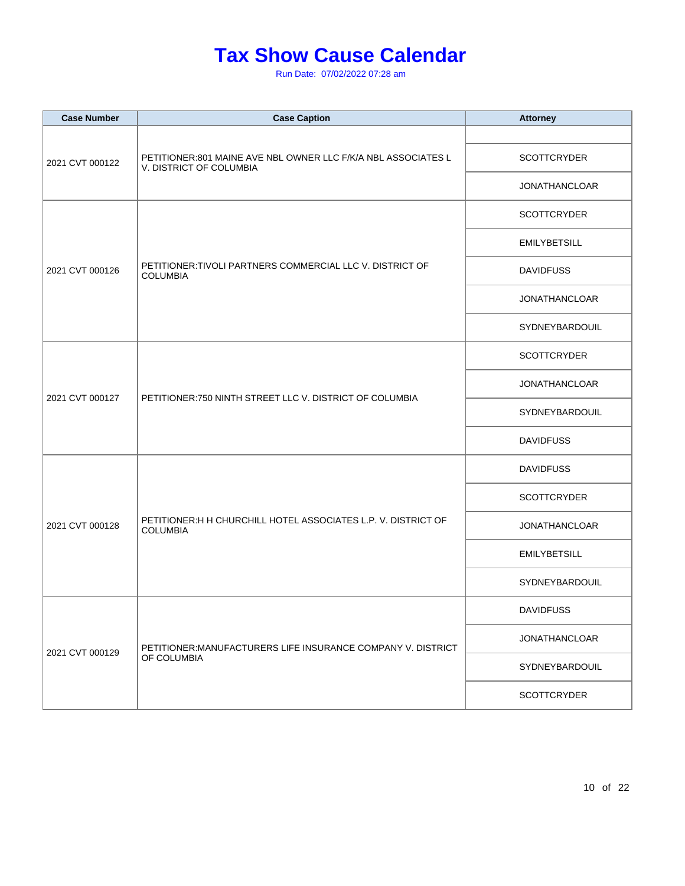# Tax Show Cause Calendar

Run Date: 07/02/2022 07:28 am

| Case Number | Case Caption | Attorney |
|---|---|---|
| 2021 CVT 000122 | PETITIONER:801 MAINE AVE NBL OWNER LLC F/K/A NBL ASSOCIATES L V. DISTRICT OF COLUMBIA | |
| | | SCOTTCRYDER |
| | | JONATHANCLOAR |
| 2021 CVT 000126 | PETITIONER:TIVOLI PARTNERS COMMERCIAL LLC V. DISTRICT OF COLUMBIA | SCOTTCRYDER |
| | | EMILYBETSILL |
| | | DAVIDFUSS |
| | | JONATHANCLOAR |
| | | SYDNEYBARDOUIL |
| 2021 CVT 000127 | PETITIONER:750 NINTH STREET LLC V. DISTRICT OF COLUMBIA | SCOTTCRYDER |
| | | JONATHANCLOAR |
| | | SYDNEYBARDOUIL |
| | | DAVIDFUSS |
| 2021 CVT 000128 | PETITIONER:H H CHURCHILL HOTEL ASSOCIATES L.P. V. DISTRICT OF COLUMBIA | DAVIDFUSS |
| | | SCOTTCRYDER |
| | | JONATHANCLOAR |
| | | EMILYBETSILL |
| | | SYDNEYBARDOUIL |
| 2021 CVT 000129 | PETITIONER:MANUFACTURERS LIFE INSURANCE COMPANY V. DISTRICT OF COLUMBIA | DAVIDFUSS |
| | | JONATHANCLOAR |
| | | SYDNEYBARDOUIL |
| | | SCOTTCRYDER |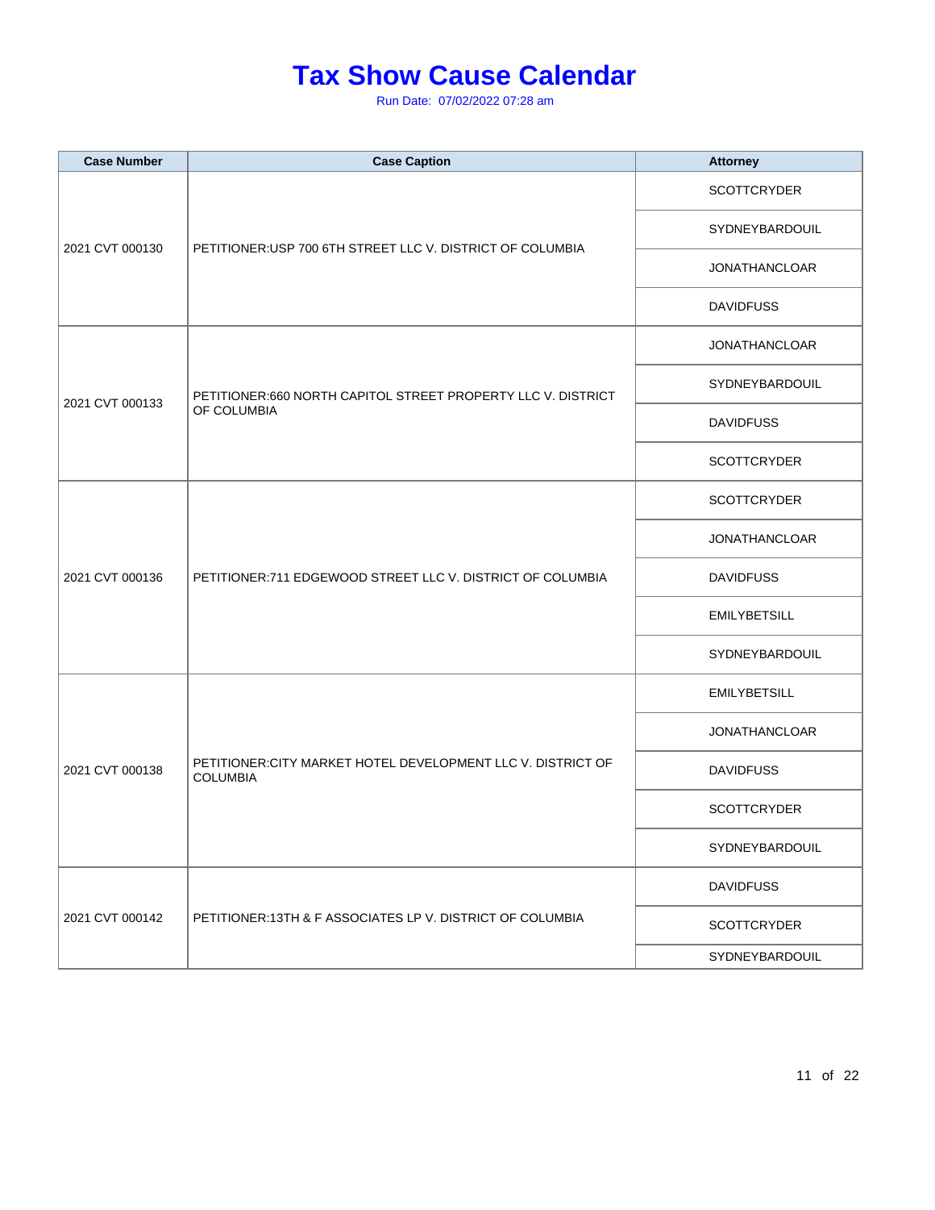# Tax Show Cause Calendar

Run Date: 07/02/2022 07:28 am

| Case Number | Case Caption | Attorney |
|---|---|---|
| 2021 CVT 000130 | PETITIONER:USP 700 6TH STREET LLC V. DISTRICT OF COLUMBIA | SCOTTCRYDER |
| | | SYDNEYBARDOUIL |
| | | JONATHANCLOAR |
| | | DAVIDFUSS |
| 2021 CVT 000133 | PETITIONER:660 NORTH CAPITOL STREET PROPERTY LLC V. DISTRICT OF COLUMBIA | JONATHANCLOAR |
| | | SYDNEYBARDOUIL |
| | | DAVIDFUSS |
| | | SCOTTCRYDER |
| 2021 CVT 000136 | PETITIONER:711 EDGEWOOD STREET LLC V. DISTRICT OF COLUMBIA | SCOTTCRYDER |
| | | JONATHANCLOAR |
| | | DAVIDFUSS |
| | | EMILYBETSILL |
| | | SYDNEYBARDOUIL |
| 2021 CVT 000138 | PETITIONER:CITY MARKET HOTEL DEVELOPMENT LLC V. DISTRICT OF COLUMBIA | EMILYBETSILL |
| | | JONATHANCLOAR |
| | | DAVIDFUSS |
| | | SCOTTCRYDER |
| | | SYDNEYBARDOUIL |
| 2021 CVT 000142 | PETITIONER:13TH & F ASSOCIATES LP V. DISTRICT OF COLUMBIA | DAVIDFUSS |
| | | SCOTTCRYDER |
| | | SYDNEYBARDOUIL |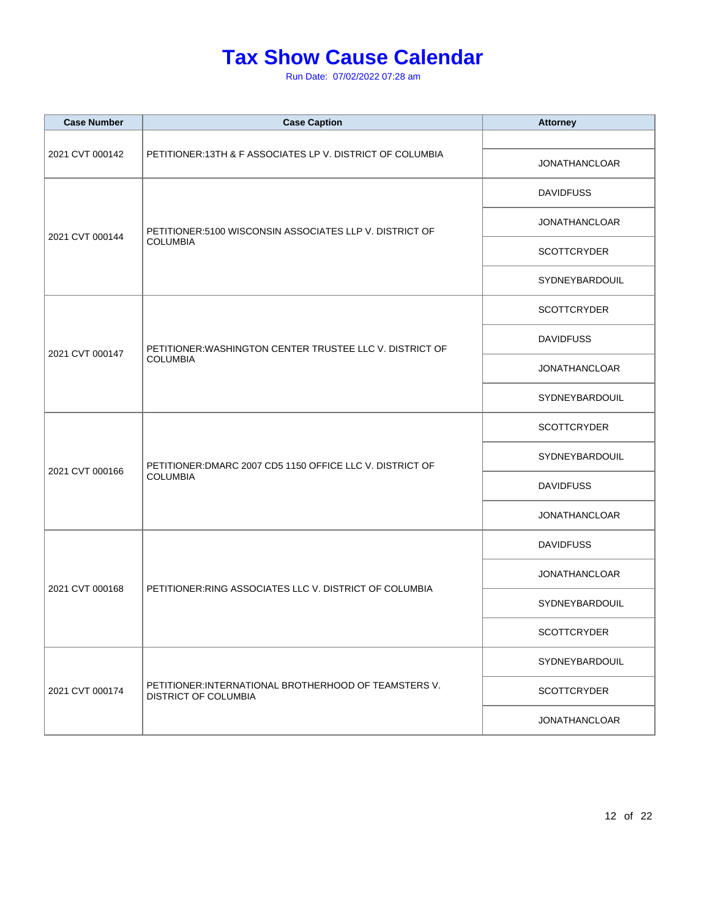# Tax Show Cause Calendar

Run Date: 07/02/2022 07:28 am

| Case Number | Case Caption | Attorney |
|---|---|---|
| 2021 CVT 000142 | PETITIONER:13TH & F ASSOCIATES LP V. DISTRICT OF COLUMBIA | |
| | | JONATHANCLOAR |
| 2021 CVT 000144 | PETITIONER:5100 WISCONSIN ASSOCIATES LLP V. DISTRICT OF COLUMBIA | DAVIDFUSS |
| | | JONATHANCLOAR |
| | | SCOTTCRYDER |
| | | SYDNEYBARDOUIL |
| 2021 CVT 000147 | PETITIONER:WASHINGTON CENTER TRUSTEE LLC V. DISTRICT OF COLUMBIA | SCOTTCRYDER |
| | | DAVIDFUSS |
| | | JONATHANCLOAR |
| | | SYDNEYBARDOUIL |
| 2021 CVT 000166 | PETITIONER:DMARC 2007 CD5 1150 OFFICE LLC V. DISTRICT OF COLUMBIA | SCOTTCRYDER |
| | | SYDNEYBARDOUIL |
| | | DAVIDFUSS |
| | | JONATHANCLOAR |
| 2021 CVT 000168 | PETITIONER:RING ASSOCIATES LLC V. DISTRICT OF COLUMBIA | DAVIDFUSS |
| | | JONATHANCLOAR |
| | | SYDNEYBARDOUIL |
| | | SCOTTCRYDER |
| 2021 CVT 000174 | PETITIONER:INTERNATIONAL BROTHERHOOD OF TEAMSTERS V. DISTRICT OF COLUMBIA | SYDNEYBARDOUIL |
| | | SCOTTCRYDER |
| | | JONATHANCLOAR |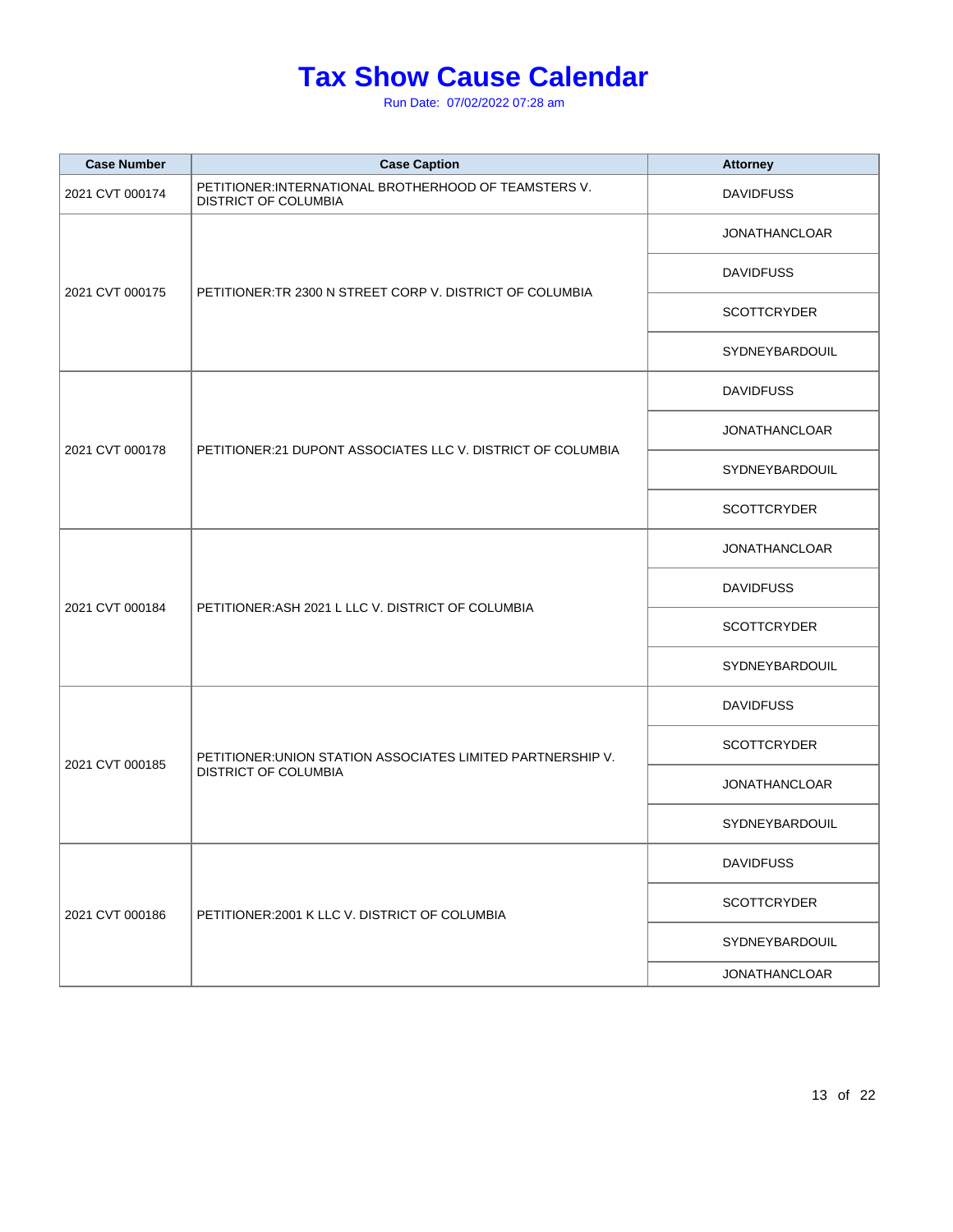# Tax Show Cause Calendar

Run Date: 07/02/2022 07:28 am

| Case Number | Case Caption | Attorney |
|---|---|---|
| 2021 CVT 000174 | PETITIONER:INTERNATIONAL BROTHERHOOD OF TEAMSTERS V. DISTRICT OF COLUMBIA | DAVIDFUSS |
| 2021 CVT 000175 | PETITIONER:TR 2300 N STREET CORP V. DISTRICT OF COLUMBIA | JONATHANCLOAR |
| | | DAVIDFUSS |
| | | SCOTTCRYDER |
| | | SYDNEYBARDOUIL |
| 2021 CVT 000178 | PETITIONER:21 DUPONT ASSOCIATES LLC V. DISTRICT OF COLUMBIA | DAVIDFUSS |
| | | JONATHANCLOAR |
| | | SYDNEYBARDOUIL |
| | | SCOTTCRYDER |
| 2021 CVT 000184 | PETITIONER:ASH 2021 L LLC V. DISTRICT OF COLUMBIA | JONATHANCLOAR |
| | | DAVIDFUSS |
| | | SCOTTCRYDER |
| | | SYDNEYBARDOUIL |
| 2021 CVT 000185 | PETITIONER:UNION STATION ASSOCIATES LIMITED PARTNERSHIP V. DISTRICT OF COLUMBIA | DAVIDFUSS |
| | | SCOTTCRYDER |
| | | JONATHANCLOAR |
| | | SYDNEYBARDOUIL |
| 2021 CVT 000186 | PETITIONER:2001 K LLC V. DISTRICT OF COLUMBIA | DAVIDFUSS |
| | | SCOTTCRYDER |
| | | SYDNEYBARDOUIL |
| | | JONATHANCLOAR |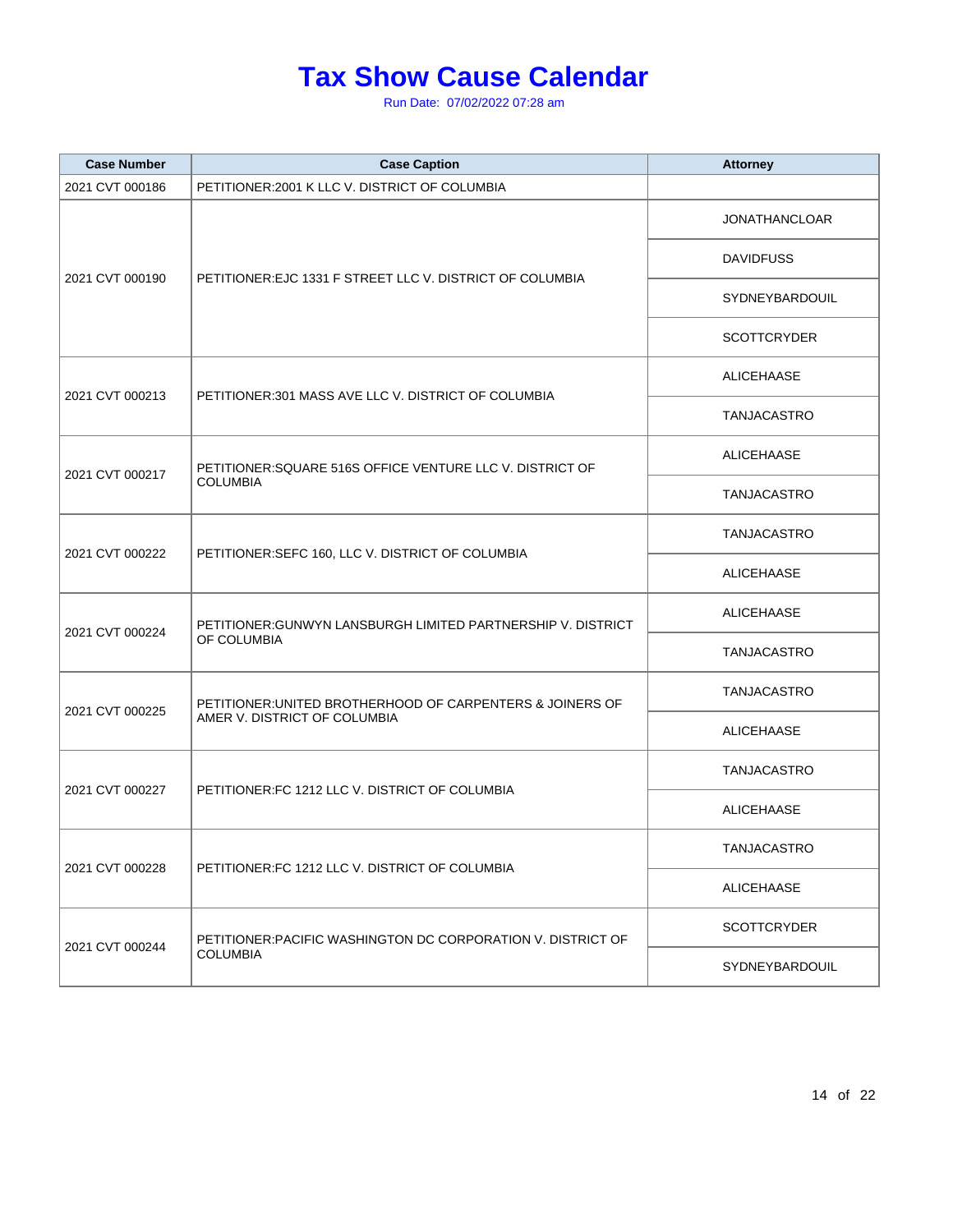# Tax Show Cause Calendar

Run Date: 07/02/2022 07:28 am

| Case Number | Case Caption | Attorney |
|---|---|---|
| 2021 CVT 000186 | PETITIONER:2001 K LLC V. DISTRICT OF COLUMBIA | |
| 2021 CVT 000190 | PETITIONER:EJC 1331 F STREET LLC V. DISTRICT OF COLUMBIA | JONATHANCLOAR |
| | | DAVIDFUSS |
| | | SYDNEYBARDOUIL |
| | | SCOTTCRYDER |
| 2021 CVT 000213 | PETITIONER:301 MASS AVE LLC V. DISTRICT OF COLUMBIA | ALICEHAASE |
| | | TANJACASTRO |
| 2021 CVT 000217 | PETITIONER:SQUARE 516S OFFICE VENTURE LLC V. DISTRICT OF COLUMBIA | ALICEHAASE |
| | | TANJACASTRO |
| 2021 CVT 000222 | PETITIONER:SEFC 160, LLC V. DISTRICT OF COLUMBIA | TANJACASTRO |
| | | ALICEHAASE |
| 2021 CVT 000224 | PETITIONER:GUNWYN LANSBURGH LIMITED PARTNERSHIP V. DISTRICT OF COLUMBIA | ALICEHAASE |
| | | TANJACASTRO |
| 2021 CVT 000225 | PETITIONER:UNITED BROTHERHOOD OF CARPENTERS & JOINERS OF AMER V. DISTRICT OF COLUMBIA | TANJACASTRO |
| | | ALICEHAASE |
| 2021 CVT 000227 | PETITIONER:FC 1212 LLC V. DISTRICT OF COLUMBIA | TANJACASTRO |
| | | ALICEHAASE |
| 2021 CVT 000228 | PETITIONER:FC 1212 LLC V. DISTRICT OF COLUMBIA | TANJACASTRO |
| | | ALICEHAASE |
| 2021 CVT 000244 | PETITIONER:PACIFIC WASHINGTON DC CORPORATION V. DISTRICT OF COLUMBIA | SCOTTCRYDER |
| | | SYDNEYBARDOUIL |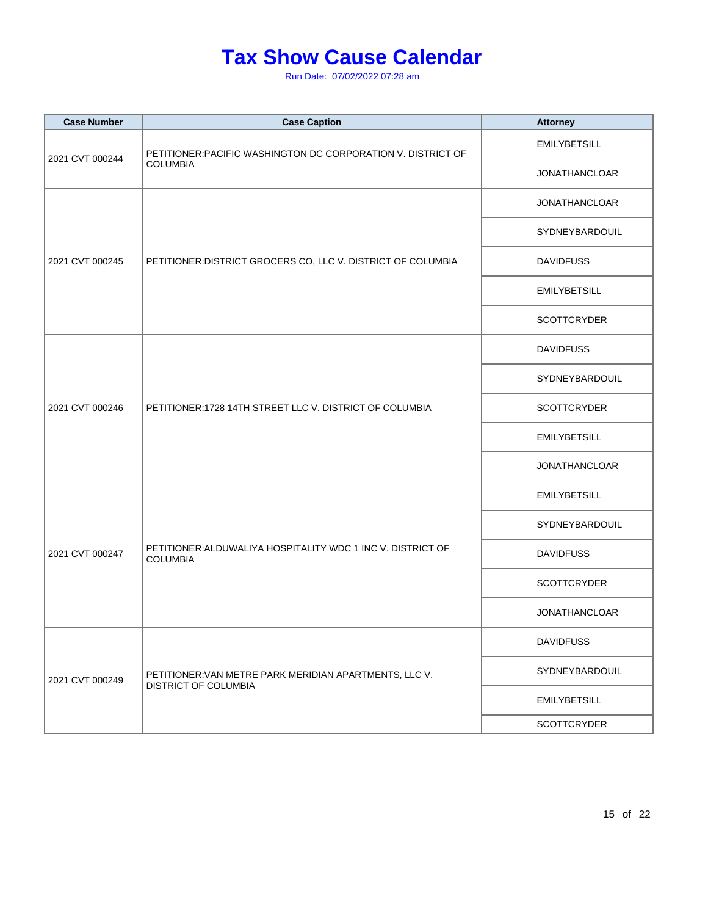# Tax Show Cause Calendar

Run Date: 07/02/2022 07:28 am

| Case Number | Case Caption | Attorney |
|---|---|---|
| 2021 CVT 000244 | PETITIONER:PACIFIC WASHINGTON DC CORPORATION V. DISTRICT OF COLUMBIA | EMILYBETSILL |
| | | JONATHANCLOAR |
| 2021 CVT 000245 | PETITIONER:DISTRICT GROCERS CO, LLC V. DISTRICT OF COLUMBIA | JONATHANCLOAR |
| | | SYDNEYBARDOUIL |
| | | DAVIDFUSS |
| | | EMILYBETSILL |
| | | SCOTTCRYDER |
| 2021 CVT 000246 | PETITIONER:1728 14TH STREET LLC V. DISTRICT OF COLUMBIA | DAVIDFUSS |
| | | SYDNEYBARDOUIL |
| | | SCOTTCRYDER |
| | | EMILYBETSILL |
| | | JONATHANCLOAR |
| 2021 CVT 000247 | PETITIONER:ALDUWALIYA HOSPITALITY WDC 1 INC V. DISTRICT OF COLUMBIA | EMILYBETSILL |
| | | SYDNEYBARDOUIL |
| | | DAVIDFUSS |
| | | SCOTTCRYDER |
| | | JONATHANCLOAR |
| 2021 CVT 000249 | PETITIONER:VAN METRE PARK MERIDIAN APARTMENTS, LLC V. DISTRICT OF COLUMBIA | DAVIDFUSS |
| | | SYDNEYBARDOUIL |
| | | EMILYBETSILL |
| | | SCOTTCRYDER |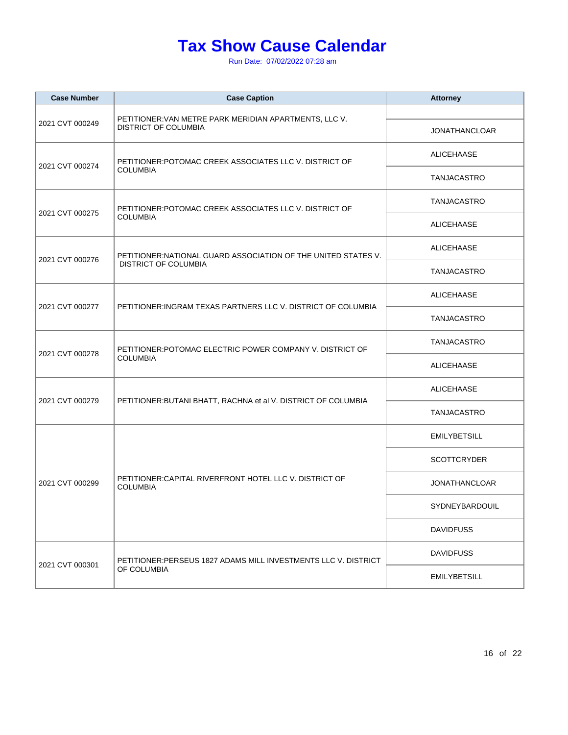# Tax Show Cause Calendar

Run Date: 07/02/2022 07:28 am

| Case Number | Case Caption | Attorney |
|---|---|---|
| 2021 CVT 000249 | PETITIONER:VAN METRE PARK MERIDIAN APARTMENTS, LLC V. DISTRICT OF COLUMBIA | |
| | | JONATHANCLOAR |
| 2021 CVT 000274 | PETITIONER:POTOMAC CREEK ASSOCIATES LLC V. DISTRICT OF COLUMBIA | ALICEHAASE |
| | | TANJACASTRO |
| 2021 CVT 000275 | PETITIONER:POTOMAC CREEK ASSOCIATES LLC V. DISTRICT OF COLUMBIA | TANJACASTRO |
| | | ALICEHAASE |
| 2021 CVT 000276 | PETITIONER:NATIONAL GUARD ASSOCIATION OF THE UNITED STATES V. DISTRICT OF COLUMBIA | ALICEHAASE |
| | | TANJACASTRO |
| 2021 CVT 000277 | PETITIONER:INGRAM TEXAS PARTNERS LLC V. DISTRICT OF COLUMBIA | ALICEHAASE |
| | | TANJACASTRO |
| 2021 CVT 000278 | PETITIONER:POTOMAC ELECTRIC POWER COMPANY V. DISTRICT OF COLUMBIA | TANJACASTRO |
| | | ALICEHAASE |
| 2021 CVT 000279 | PETITIONER:BUTANI BHATT, RACHNA et al V. DISTRICT OF COLUMBIA | ALICEHAASE |
| | | TANJACASTRO |
| 2021 CVT 000299 | PETITIONER:CAPITAL RIVERFRONT HOTEL LLC V. DISTRICT OF COLUMBIA | EMILYBETSILL |
| | | SCOTTCRYDER |
| | | JONATHANCLOAR |
| | | SYDNEYBARDOUIL |
| | | DAVIDFUSS |
| 2021 CVT 000301 | PETITIONER:PERSEUS 1827 ADAMS MILL INVESTMENTS LLC V. DISTRICT OF COLUMBIA | DAVIDFUSS |
| | | EMILYBETSILL |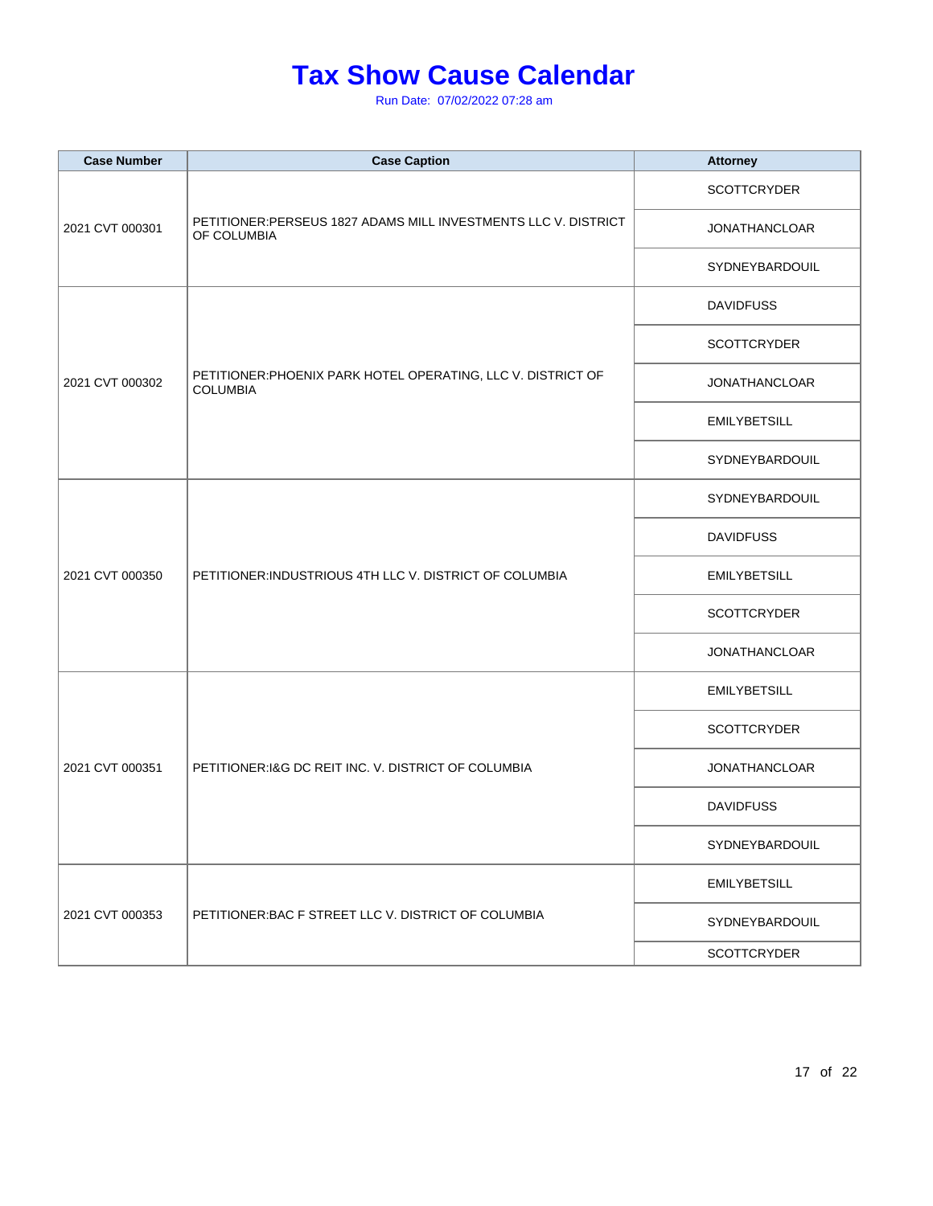# Tax Show Cause Calendar

Run Date: 07/02/2022 07:28 am

| Case Number | Case Caption | Attorney |
|---|---|---|
| 2021 CVT 000301 | PETITIONER:PERSEUS 1827 ADAMS MILL INVESTMENTS LLC V. DISTRICT OF COLUMBIA | SCOTTCRYDER |
| | | JONATHANCLOAR |
| | | SYDNEYBARDOUIL |
| 2021 CVT 000302 | PETITIONER:PHOENIX PARK HOTEL OPERATING, LLC V. DISTRICT OF COLUMBIA | DAVIDFUSS |
| | | SCOTTCRYDER |
| | | JONATHANCLOAR |
| | | EMILYBETSILL |
| | | SYDNEYBARDOUIL |
| 2021 CVT 000350 | PETITIONER:INDUSTRIOUS 4TH LLC V. DISTRICT OF COLUMBIA | SYDNEYBARDOUIL |
| | | DAVIDFUSS |
| | | EMILYBETSILL |
| | | SCOTTCRYDER |
| | | JONATHANCLOAR |
| 2021 CVT 000351 | PETITIONER:I&G DC REIT INC. V. DISTRICT OF COLUMBIA | EMILYBETSILL |
| | | SCOTTCRYDER |
| | | JONATHANCLOAR |
| | | DAVIDFUSS |
| | | SYDNEYBARDOUIL |
| 2021 CVT 000353 | PETITIONER:BAC F STREET LLC V. DISTRICT OF COLUMBIA | EMILYBETSILL |
| | | SYDNEYBARDOUIL |
| | | SCOTTCRYDER |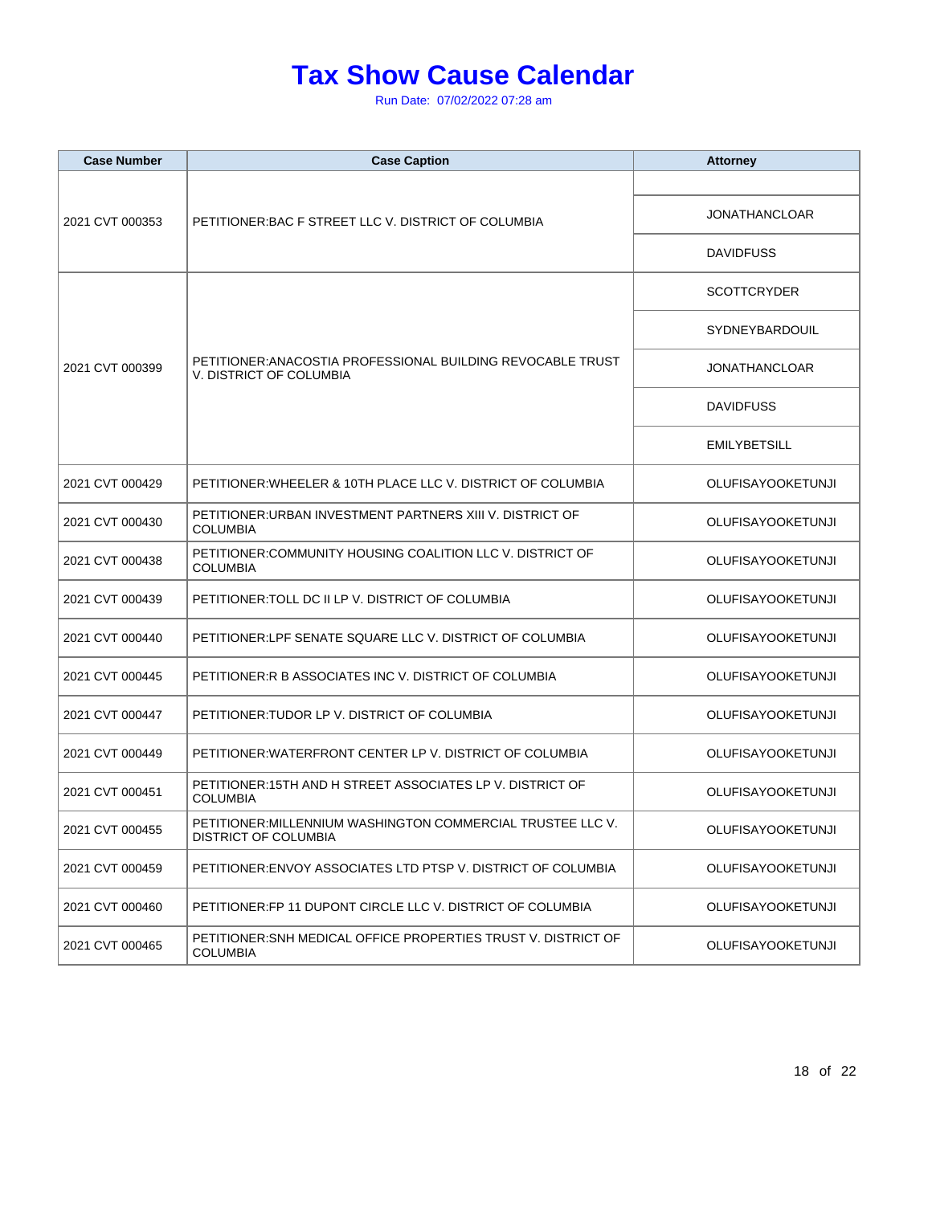# Tax Show Cause Calendar

Run Date: 07/02/2022 07:28 am

| Case Number | Case Caption | Attorney |
|---|---|---|
| 2021 CVT 000353 | PETITIONER:BAC F STREET LLC V. DISTRICT OF COLUMBIA | |
| | | JONATHANCLOAR |
| | | DAVIDFUSS |
| 2021 CVT 000399 | PETITIONER:ANACOSTIA PROFESSIONAL BUILDING REVOCABLE TRUST V. DISTRICT OF COLUMBIA | SCOTTCRYDER |
| | | SYDNEYBARDOUIL |
| | | JONATHANCLOAR |
| | | DAVIDFUSS |
| | | EMILYBETSILL |
| 2021 CVT 000429 | PETITIONER:WHEELER & 10TH PLACE LLC V. DISTRICT OF COLUMBIA | OLUFISAYOOKETUNJI |
| 2021 CVT 000430 | PETITIONER:URBAN INVESTMENT PARTNERS XIII V. DISTRICT OF COLUMBIA | OLUFISAYOOKETUNJI |
| 2021 CVT 000438 | PETITIONER:COMMUNITY HOUSING COALITION LLC V. DISTRICT OF COLUMBIA | OLUFISAYOOKETUNJI |
| 2021 CVT 000439 | PETITIONER:TOLL DC II LP V. DISTRICT OF COLUMBIA | OLUFISAYOOKETUNJI |
| 2021 CVT 000440 | PETITIONER:LPF SENATE SQUARE LLC V. DISTRICT OF COLUMBIA | OLUFISAYOOKETUNJI |
| 2021 CVT 000445 | PETITIONER:R B ASSOCIATES INC V. DISTRICT OF COLUMBIA | OLUFISAYOOKETUNJI |
| 2021 CVT 000447 | PETITIONER:TUDOR LP V. DISTRICT OF COLUMBIA | OLUFISAYOOKETUNJI |
| 2021 CVT 000449 | PETITIONER:WATERFRONT CENTER LP V. DISTRICT OF COLUMBIA | OLUFISAYOOKETUNJI |
| 2021 CVT 000451 | PETITIONER:15TH AND H STREET ASSOCIATES LP V. DISTRICT OF COLUMBIA | OLUFISAYOOKETUNJI |
| 2021 CVT 000455 | PETITIONER:MILLENNIUM WASHINGTON COMMERCIAL TRUSTEE LLC V. DISTRICT OF COLUMBIA | OLUFISAYOOKETUNJI |
| 2021 CVT 000459 | PETITIONER:ENVOY ASSOCIATES LTD PTSP V. DISTRICT OF COLUMBIA | OLUFISAYOOKETUNJI |
| 2021 CVT 000460 | PETITIONER:FP 11 DUPONT CIRCLE LLC V. DISTRICT OF COLUMBIA | OLUFISAYOOKETUNJI |
| 2021 CVT 000465 | PETITIONER:SNH MEDICAL OFFICE PROPERTIES TRUST V. DISTRICT OF COLUMBIA | OLUFISAYOOKETUNJI |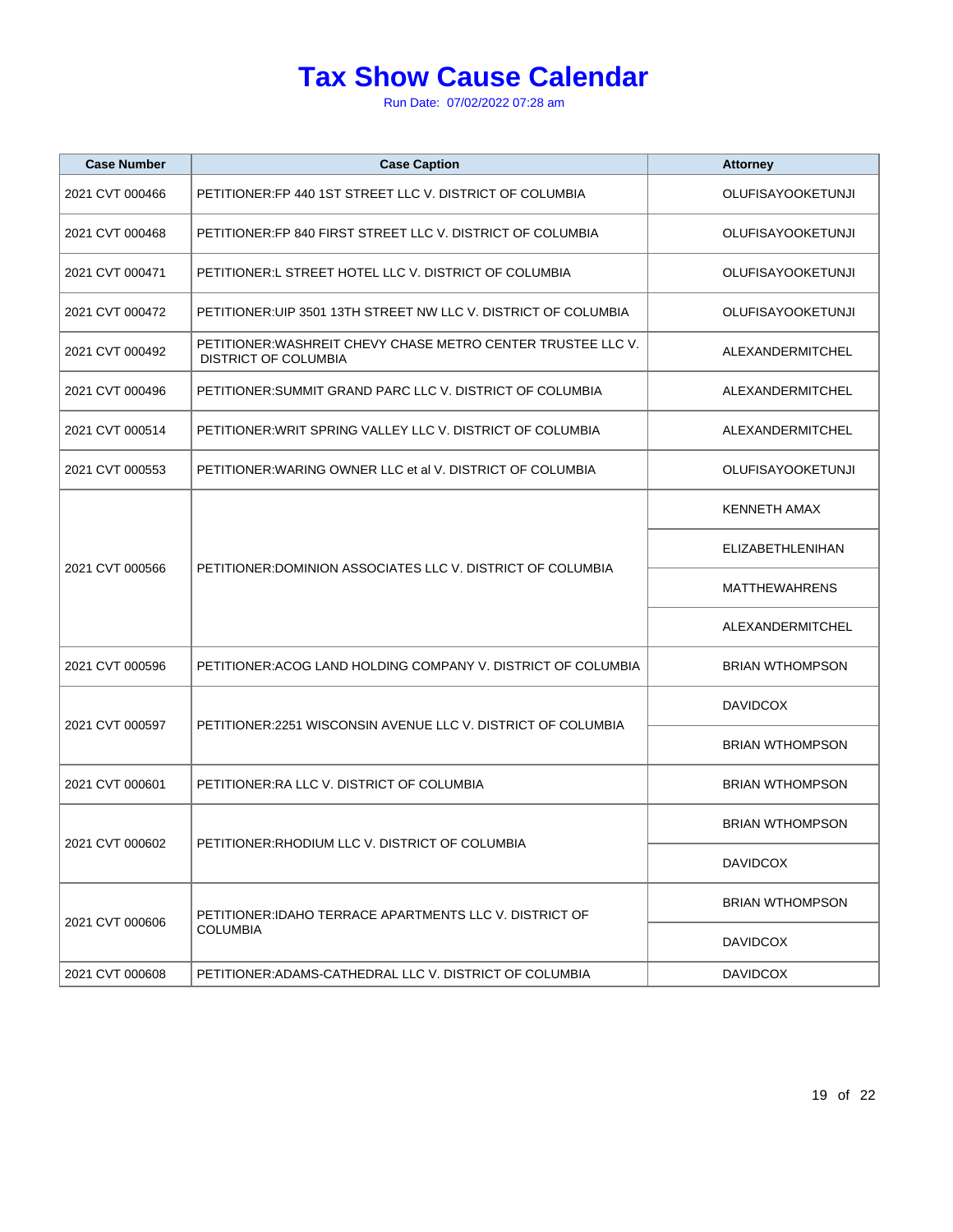# Tax Show Cause Calendar

Run Date: 07/02/2022 07:28 am

| Case Number | Case Caption | Attorney |
|---|---|---|
| 2021 CVT 000466 | PETITIONER:FP 440 1ST STREET LLC V. DISTRICT OF COLUMBIA | OLUFISAYOOKETUNJI |
| 2021 CVT 000468 | PETITIONER:FP 840 FIRST STREET LLC V. DISTRICT OF COLUMBIA | OLUFISAYOOKETUNJI |
| 2021 CVT 000471 | PETITIONER:L STREET HOTEL LLC V. DISTRICT OF COLUMBIA | OLUFISAYOOKETUNJI |
| 2021 CVT 000472 | PETITIONER:UIP 3501 13TH STREET NW LLC V. DISTRICT OF COLUMBIA | OLUFISAYOOKETUNJI |
| 2021 CVT 000492 | PETITIONER:WASHREIT CHEVY CHASE METRO CENTER TRUSTEE LLC V. DISTRICT OF COLUMBIA | ALEXANDERMITCHEL |
| 2021 CVT 000496 | PETITIONER:SUMMIT GRAND PARC LLC V. DISTRICT OF COLUMBIA | ALEXANDERMITCHEL |
| 2021 CVT 000514 | PETITIONER:WRIT SPRING VALLEY LLC V. DISTRICT OF COLUMBIA | ALEXANDERMITCHEL |
| 2021 CVT 000553 | PETITIONER:WARING OWNER LLC et al V. DISTRICT OF COLUMBIA | OLUFISAYOOKETUNJI |
| 2021 CVT 000566 | PETITIONER:DOMINION ASSOCIATES LLC V. DISTRICT OF COLUMBIA | KENNETH AMAX |
| | | ELIZABETHLENIHAN |
| | | MATTHEWAHRENS |
| | | ALEXANDERMITCHEL |
| 2021 CVT 000596 | PETITIONER:ACOG LAND HOLDING COMPANY V. DISTRICT OF COLUMBIA | BRIAN WTHOMPSON |
| 2021 CVT 000597 | PETITIONER:2251 WISCONSIN AVENUE LLC V. DISTRICT OF COLUMBIA | DAVIDCOX |
| | | BRIAN WTHOMPSON |
| 2021 CVT 000601 | PETITIONER:RA LLC V. DISTRICT OF COLUMBIA | BRIAN WTHOMPSON |
| 2021 CVT 000602 | PETITIONER:RHODIUM LLC V. DISTRICT OF COLUMBIA | BRIAN WTHOMPSON |
| | | DAVIDCOX |
| 2021 CVT 000606 | PETITIONER:IDAHO TERRACE APARTMENTS LLC V. DISTRICT OF COLUMBIA | BRIAN WTHOMPSON |
| | | DAVIDCOX |
| 2021 CVT 000608 | PETITIONER:ADAMS-CATHEDRAL LLC V. DISTRICT OF COLUMBIA | DAVIDCOX |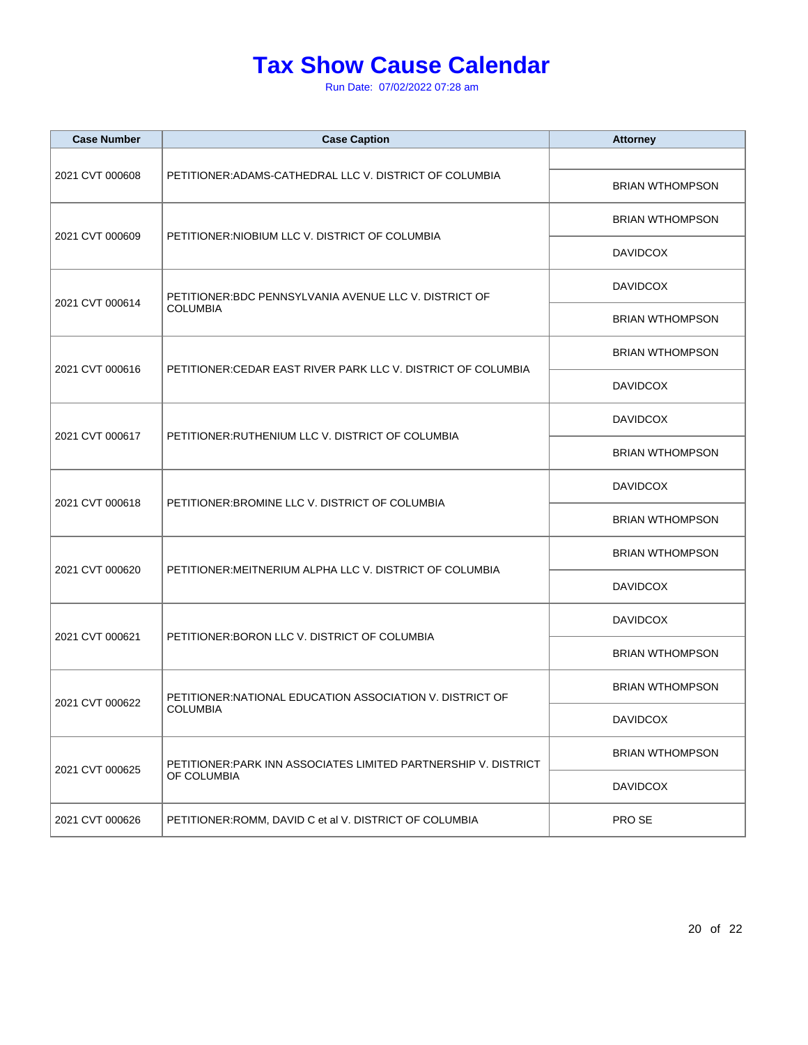# Tax Show Cause Calendar

Run Date: 07/02/2022 07:28 am

| Case Number | Case Caption | Attorney |
|---|---|---|
| 2021 CVT 000608 | PETITIONER:ADAMS-CATHEDRAL LLC V. DISTRICT OF COLUMBIA | |
| | | BRIAN WTHOMPSON |
| 2021 CVT 000609 | PETITIONER:NIOBIUM LLC V. DISTRICT OF COLUMBIA | BRIAN WTHOMPSON |
| | | DAVIDCOX |
| 2021 CVT 000614 | PETITIONER:BDC PENNSYLVANIA AVENUE LLC V. DISTRICT OF COLUMBIA | DAVIDCOX |
| | | BRIAN WTHOMPSON |
| 2021 CVT 000616 | PETITIONER:CEDAR EAST RIVER PARK LLC V. DISTRICT OF COLUMBIA | BRIAN WTHOMPSON |
| | | DAVIDCOX |
| 2021 CVT 000617 | PETITIONER:RUTHENIUM LLC V. DISTRICT OF COLUMBIA | DAVIDCOX |
| | | BRIAN WTHOMPSON |
| 2021 CVT 000618 | PETITIONER:BROMINE LLC V. DISTRICT OF COLUMBIA | DAVIDCOX |
| | | BRIAN WTHOMPSON |
| 2021 CVT 000620 | PETITIONER:MEITNERIUM ALPHA LLC V. DISTRICT OF COLUMBIA | BRIAN WTHOMPSON |
| | | DAVIDCOX |
| 2021 CVT 000621 | PETITIONER:BORON LLC V. DISTRICT OF COLUMBIA | DAVIDCOX |
| | | BRIAN WTHOMPSON |
| 2021 CVT 000622 | PETITIONER:NATIONAL EDUCATION ASSOCIATION V. DISTRICT OF COLUMBIA | BRIAN WTHOMPSON |
| | | DAVIDCOX |
| 2021 CVT 000625 | PETITIONER:PARK INN ASSOCIATES LIMITED PARTNERSHIP V. DISTRICT OF COLUMBIA | BRIAN WTHOMPSON |
| | | DAVIDCOX |
| 2021 CVT 000626 | PETITIONER:ROMM, DAVID C et al V. DISTRICT OF COLUMBIA | PRO SE |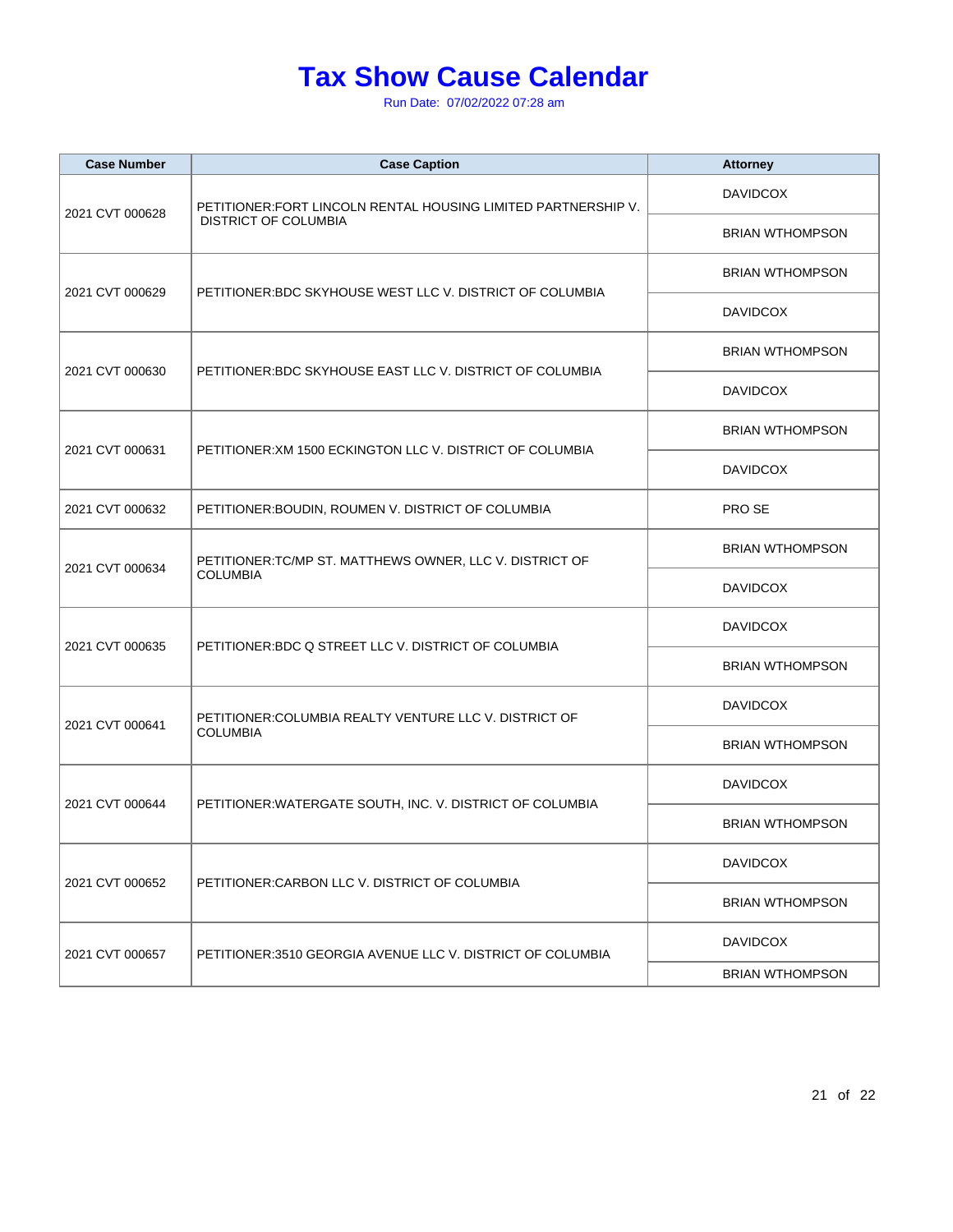# Tax Show Cause Calendar

Run Date: 07/02/2022 07:28 am

| Case Number | Case Caption | Attorney |
|---|---|---|
| 2021 CVT 000628 | PETITIONER:FORT LINCOLN RENTAL HOUSING LIMITED PARTNERSHIP V. DISTRICT OF COLUMBIA | DAVIDCOX |
| | | BRIAN WTHOMPSON |
| 2021 CVT 000629 | PETITIONER:BDC SKYHOUSE WEST LLC V. DISTRICT OF COLUMBIA | BRIAN WTHOMPSON |
| | | DAVIDCOX |
| 2021 CVT 000630 | PETITIONER:BDC SKYHOUSE EAST LLC V. DISTRICT OF COLUMBIA | BRIAN WTHOMPSON |
| | | DAVIDCOX |
| 2021 CVT 000631 | PETITIONER:XM 1500 ECKINGTON LLC V. DISTRICT OF COLUMBIA | BRIAN WTHOMPSON |
| | | DAVIDCOX |
| 2021 CVT 000632 | PETITIONER:BOUDIN, ROUMEN V. DISTRICT OF COLUMBIA | PRO SE |
| 2021 CVT 000634 | PETITIONER:TC/MP ST. MATTHEWS OWNER, LLC V. DISTRICT OF COLUMBIA | BRIAN WTHOMPSON |
| | | DAVIDCOX |
| 2021 CVT 000635 | PETITIONER:BDC Q STREET LLC V. DISTRICT OF COLUMBIA | DAVIDCOX |
| | | BRIAN WTHOMPSON |
| 2021 CVT 000641 | PETITIONER:COLUMBIA REALTY VENTURE LLC V. DISTRICT OF COLUMBIA | DAVIDCOX |
| | | BRIAN WTHOMPSON |
| 2021 CVT 000644 | PETITIONER:WATERGATE SOUTH, INC. V. DISTRICT OF COLUMBIA | DAVIDCOX |
| | | BRIAN WTHOMPSON |
| 2021 CVT 000652 | PETITIONER:CARBON LLC V. DISTRICT OF COLUMBIA | DAVIDCOX |
| | | BRIAN WTHOMPSON |
| 2021 CVT 000657 | PETITIONER:3510 GEORGIA AVENUE LLC V. DISTRICT OF COLUMBIA | DAVIDCOX |
| | | BRIAN WTHOMPSON |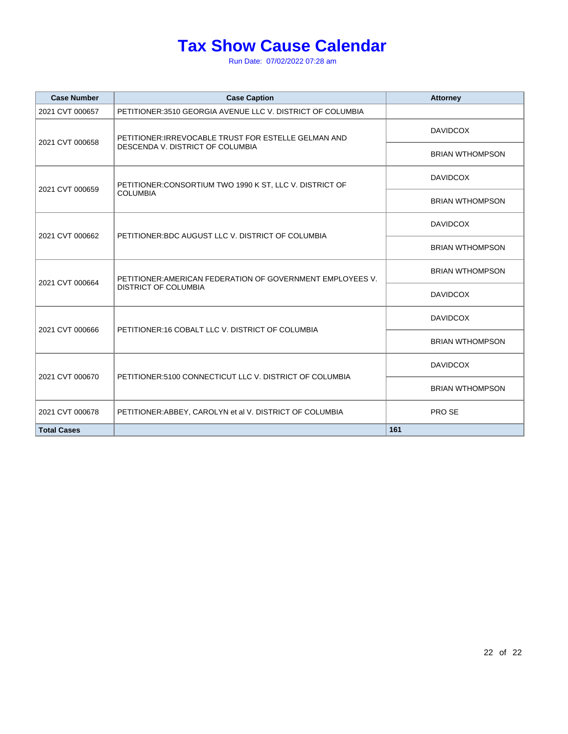# Tax Show Cause Calendar

Run Date: 07/02/2022 07:28 am

| Case Number | Case Caption | Attorney |
|---|---|---|
| 2021 CVT 000657 | PETITIONER:3510 GEORGIA AVENUE LLC V. DISTRICT OF COLUMBIA | |
| 2021 CVT 000658 | PETITIONER:IRREVOCABLE TRUST FOR ESTELLE GELMAN AND DESCENDA V. DISTRICT OF COLUMBIA | DAVIDCOX |
| | | BRIAN WTHOMPSON |
| 2021 CVT 000659 | PETITIONER:CONSORTIUM TWO 1990 K ST, LLC V. DISTRICT OF COLUMBIA | DAVIDCOX |
| | | BRIAN WTHOMPSON |
| 2021 CVT 000662 | PETITIONER:BDC AUGUST LLC V. DISTRICT OF COLUMBIA | DAVIDCOX |
| | | BRIAN WTHOMPSON |
| 2021 CVT 000664 | PETITIONER:AMERICAN FEDERATION OF GOVERNMENT EMPLOYEES V. DISTRICT OF COLUMBIA | BRIAN WTHOMPSON |
| | | DAVIDCOX |
| 2021 CVT 000666 | PETITIONER:16 COBALT LLC V. DISTRICT OF COLUMBIA | DAVIDCOX |
| | | BRIAN WTHOMPSON |
| 2021 CVT 000670 | PETITIONER:5100 CONNECTICUT LLC V. DISTRICT OF COLUMBIA | DAVIDCOX |
| | | BRIAN WTHOMPSON |
| 2021 CVT 000678 | PETITIONER:ABBEY, CAROLYN et al V. DISTRICT OF COLUMBIA | PRO SE |
| **Total Cases** | | **161** |